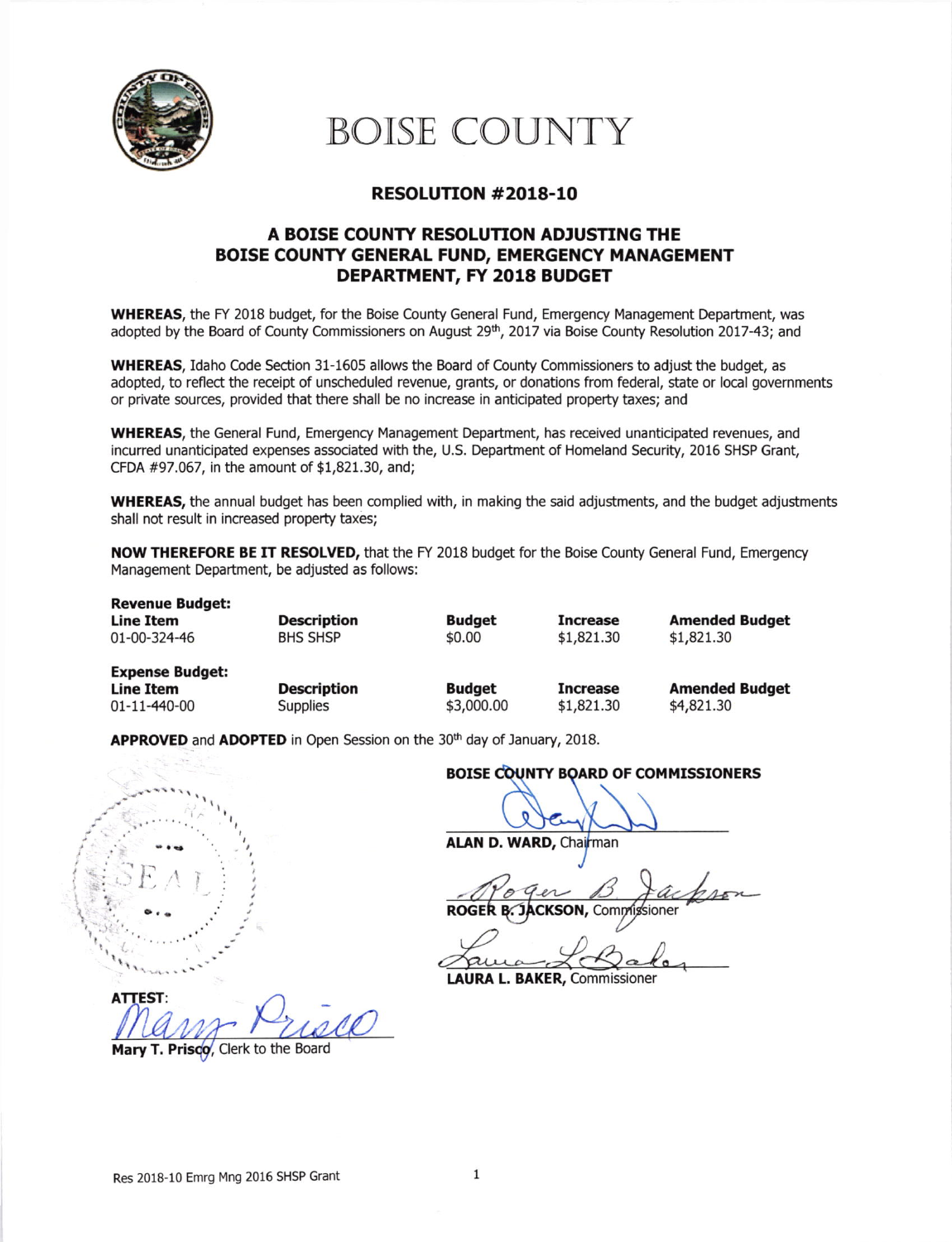# BOISE COUNTY

## RESOLUTION #2018-10

## A BOISE COUNTY RESOLUTION ADJUSTING THE BOISE COUNTY GENERAL FUND, EMERGENCY MANAGEMENT DEPARTMENT, FY 2018 BUDGET

**WHEREAS**, the FY 2018 budget, for the Boise County General Fund, Emergency Management Department, was adopted by the Board of County Commissioners on August 29th, 2017 via Boise County Resolution 2017-43; and

**WHEREAS**, Idaho Code Section 31-1605 allows the Board of County Commissioners to adjust the budget, as adopted, to reflect the receipt of unscheduled revenue, grants, or donations from federal, state or local governments or private sources, provided that there shall be no increase in anticipated property taxes; and

**WHEREAS**, the General Fund, Emergency Management Department, has received unanticipated revenues, and incurred unanticipated expenses associated with the, U.S. Department of Homeland Security, 2016 SHSP Grant, CFDA #97.067, in the amount of $1,821.30, and;

**WHEREAS,** the annual budget has been complied with, in making the said adjustments, and the budget adjustments shall not result in increased property taxes;

**NOW THEREFORE BE IT RESOLVED,** that the FY 2018 budget for the Boise County General Fund, Emergency Management Department, be adjusted as follows:

**Revenue Budget:**

| Line Item | Description | Budget | Increase | Amended Budget |
|---|---|---|---|---|
| 01-00-324-46 | BHS SHSP | $0.00 | $1,821.30 | $1,821.30 |

**Expense Budget:**

| Line Item | Description | Budget | Increase | Amended Budget |
|---|---|---|---|---|
| 01-11-440-00 | Supplies | $3,000.00 | $1,821.30 | $4,821.30 |

**APPROVED** and **ADOPTED** in Open Session on the 30th day of January, 2018.

**BOISE COUNTY BOARD OF COMMISSIONERS**

**ALAN D. WARD,** Chairman

**ROGER B. JACKSON,** Commissioner

**LAURA L. BAKER,** Commissioner

SEAL

**ATTEST:**

**Mary T. Prisco**, Clerk to the Board

Res 2018-10 Emrg Mng 2016 SHSP Grant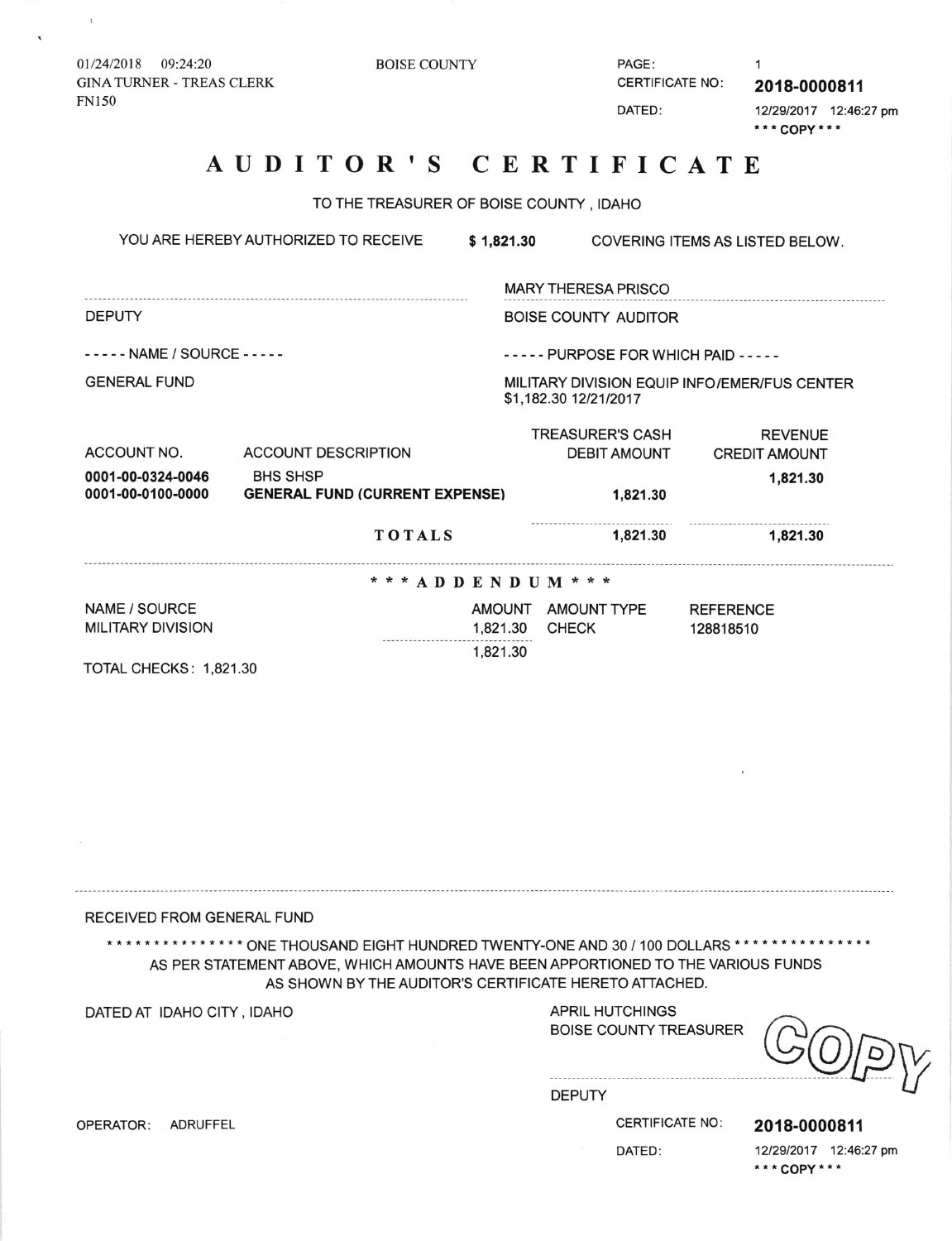01/24/2018 09:24:20
GINA TURNER - TREAS CLERK
FN150

BOISE COUNTY

PAGE: 1
CERTIFICATE NO: **2018-0000811**
DATED: 12/29/2017 12:46:27 pm
*** COPY ***

# AUDITOR'S CERTIFICATE

TO THE TREASURER OF BOISE COUNTY , IDAHO

YOU ARE HEREBY AUTHORIZED TO RECEIVE **$ 1,821.30** COVERING ITEMS AS LISTED BELOW.

DEPUTY

MARY THERESA PRISCO
BOISE COUNTY AUDITOR

----- NAME / SOURCE -----

GENERAL FUND

----- PURPOSE FOR WHICH PAID -----

MILITARY DIVISION EQUIP INFO/EMER/FUS CENTER
$1,182.30 12/21/2017

| ACCOUNT NO. | ACCOUNT DESCRIPTION | TREASURER'S CASH DEBIT AMOUNT | REVENUE CREDIT AMOUNT |
|---|---|---|---|
| **0001-00-0324-0046** | BHS SHSP | | **1,821.30** |
| **0001-00-0100-0000** | **GENERAL FUND (CURRENT EXPENSE)** | **1,821.30** | |
| | **TOTALS** | **1,821.30** | **1,821.30** |

*** ADDENDUM ***

| NAME / SOURCE | AMOUNT | AMOUNT TYPE | REFERENCE |
|---|---|---|---|
| MILITARY DIVISION | 1,821.30 | CHECK | 128818510 |
| | 1,821.30 | | |

TOTAL CHECKS: 1,821.30

RECEIVED FROM GENERAL FUND

*************** ONE THOUSAND EIGHT HUNDRED TWENTY-ONE AND 30 / 100 DOLLARS ***************
AS PER STATEMENT ABOVE, WHICH AMOUNTS HAVE BEEN APPORTIONED TO THE VARIOUS FUNDS
AS SHOWN BY THE AUDITOR'S CERTIFICATE HERETO ATTACHED.

DATED AT IDAHO CITY , IDAHO

APRIL HUTCHINGS
BOISE COUNTY TREASURER

COPY

DEPUTY

OPERATOR: ADRUFFEL

CERTIFICATE NO: **2018-0000811**
DATED: 12/29/2017 12:46:27 pm
*** COPY ***